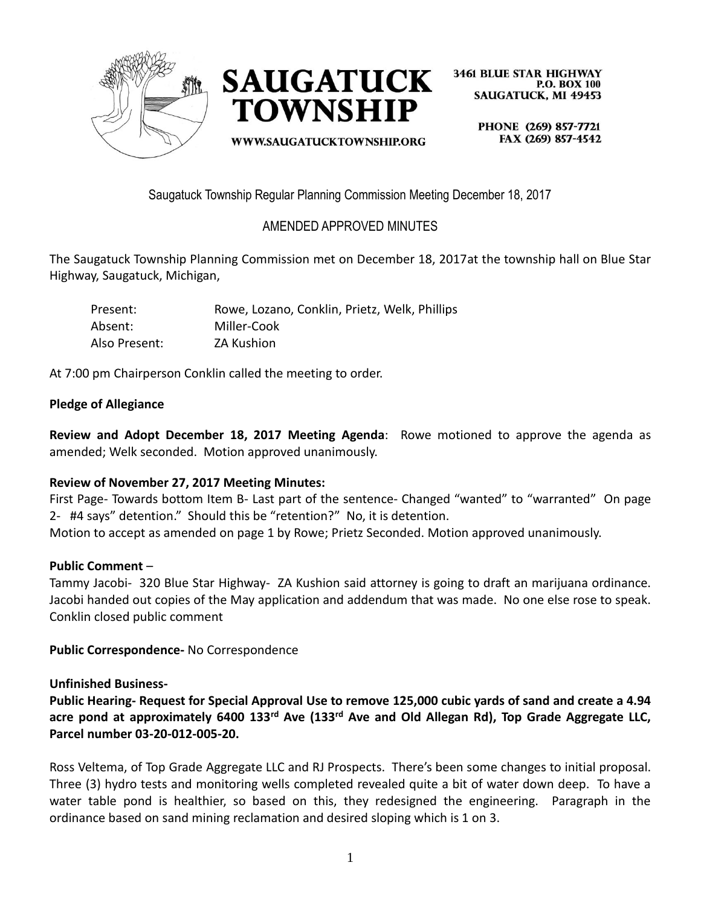SAUGATUCK TOWNSHIP

WWW.SAUGATUCKTOWNSHIP.ORG

3461 BLUE STAR HIGHWAY
P.O. BOX 100
SAUGATUCK, MI 49453

PHONE (269) 857-7721
FAX (269) 857-4542

Saugatuck Township Regular Planning Commission Meeting December 18, 2017

AMENDED APPROVED MINUTES

The Saugatuck Township Planning Commission met on December 18, 2017at the township hall on Blue Star Highway, Saugatuck, Michigan,

| | |
|---|---|
| Present: | Rowe, Lozano, Conklin, Prietz, Welk, Phillips |
| Absent: | Miller-Cook |
| Also Present: | ZA Kushion |

At 7:00 pm Chairperson Conklin called the meeting to order.

**Pledge of Allegiance**

**Review and Adopt December 18, 2017 Meeting Agenda**: Rowe motioned to approve the agenda as amended; Welk seconded. Motion approved unanimously.

**Review of November 27, 2017 Meeting Minutes:**

First Page- Towards bottom Item B- Last part of the sentence- Changed "wanted" to "warranted" On page 2- #4 says" detention." Should this be "retention?" No, it is detention.

Motion to accept as amended on page 1 by Rowe; Prietz Seconded. Motion approved unanimously.

**Public Comment** –

Tammy Jacobi- 320 Blue Star Highway- ZA Kushion said attorney is going to draft an marijuana ordinance. Jacobi handed out copies of the May application and addendum that was made. No one else rose to speak. Conklin closed public comment

**Public Correspondence-** No Correspondence

**Unfinished Business-**

**Public Hearing- Request for Special Approval Use to remove 125,000 cubic yards of sand and create a 4.94 acre pond at approximately 6400 133rd Ave (133rd Ave and Old Allegan Rd), Top Grade Aggregate LLC, Parcel number 03-20-012-005-20.**

Ross Veltema, of Top Grade Aggregate LLC and RJ Prospects. There's been some changes to initial proposal. Three (3) hydro tests and monitoring wells completed revealed quite a bit of water down deep. To have a water table pond is healthier, so based on this, they redesigned the engineering. Paragraph in the ordinance based on sand mining reclamation and desired sloping which is 1 on 3.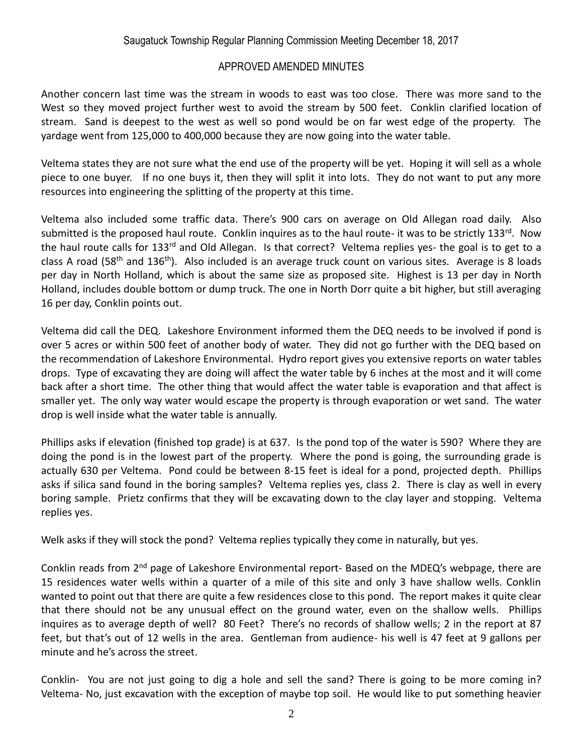Another concern last time was the stream in woods to east was too close. There was more sand to the West so they moved project further west to avoid the stream by 500 feet. Conklin clarified location of stream. Sand is deepest to the west as well so pond would be on far west edge of the property. The yardage went from 125,000 to 400,000 because they are now going into the water table.

Veltema states they are not sure what the end use of the property will be yet. Hoping it will sell as a whole piece to one buyer. If no one buys it, then they will split it into lots. They do not want to put any more resources into engineering the splitting of the property at this time.

Veltema also included some traffic data. There's 900 cars on average on Old Allegan road daily. Also submitted is the proposed haul route. Conklin inquires as to the haul route- it was to be strictly 133rd. Now the haul route calls for 133rd and Old Allegan. Is that correct? Veltema replies yes- the goal is to get to a class A road (58th and 136th). Also included is an average truck count on various sites. Average is 8 loads per day in North Holland, which is about the same size as proposed site. Highest is 13 per day in North Holland, includes double bottom or dump truck. The one in North Dorr quite a bit higher, but still averaging 16 per day, Conklin points out.

Veltema did call the DEQ. Lakeshore Environment informed them the DEQ needs to be involved if pond is over 5 acres or within 500 feet of another body of water. They did not go further with the DEQ based on the recommendation of Lakeshore Environmental. Hydro report gives you extensive reports on water tables drops. Type of excavating they are doing will affect the water table by 6 inches at the most and it will come back after a short time. The other thing that would affect the water table is evaporation and that affect is smaller yet. The only way water would escape the property is through evaporation or wet sand. The water drop is well inside what the water table is annually.

Phillips asks if elevation (finished top grade) is at 637. Is the pond top of the water is 590? Where they are doing the pond is in the lowest part of the property. Where the pond is going, the surrounding grade is actually 630 per Veltema. Pond could be between 8-15 feet is ideal for a pond, projected depth. Phillips asks if silica sand found in the boring samples? Veltema replies yes, class 2. There is clay as well in every boring sample. Prietz confirms that they will be excavating down to the clay layer and stopping. Veltema replies yes.

Welk asks if they will stock the pond? Veltema replies typically they come in naturally, but yes.

Conklin reads from 2nd page of Lakeshore Environmental report- Based on the MDEQ's webpage, there are 15 residences water wells within a quarter of a mile of this site and only 3 have shallow wells. Conklin wanted to point out that there are quite a few residences close to this pond. The report makes it quite clear that there should not be any unusual effect on the ground water, even on the shallow wells. Phillips inquires as to average depth of well? 80 Feet? There's no records of shallow wells; 2 in the report at 87 feet, but that's out of 12 wells in the area. Gentleman from audience- his well is 47 feet at 9 gallons per minute and he's across the street.

Conklin- You are not just going to dig a hole and sell the sand? There is going to be more coming in? Veltema- No, just excavation with the exception of maybe top soil. He would like to put something heavier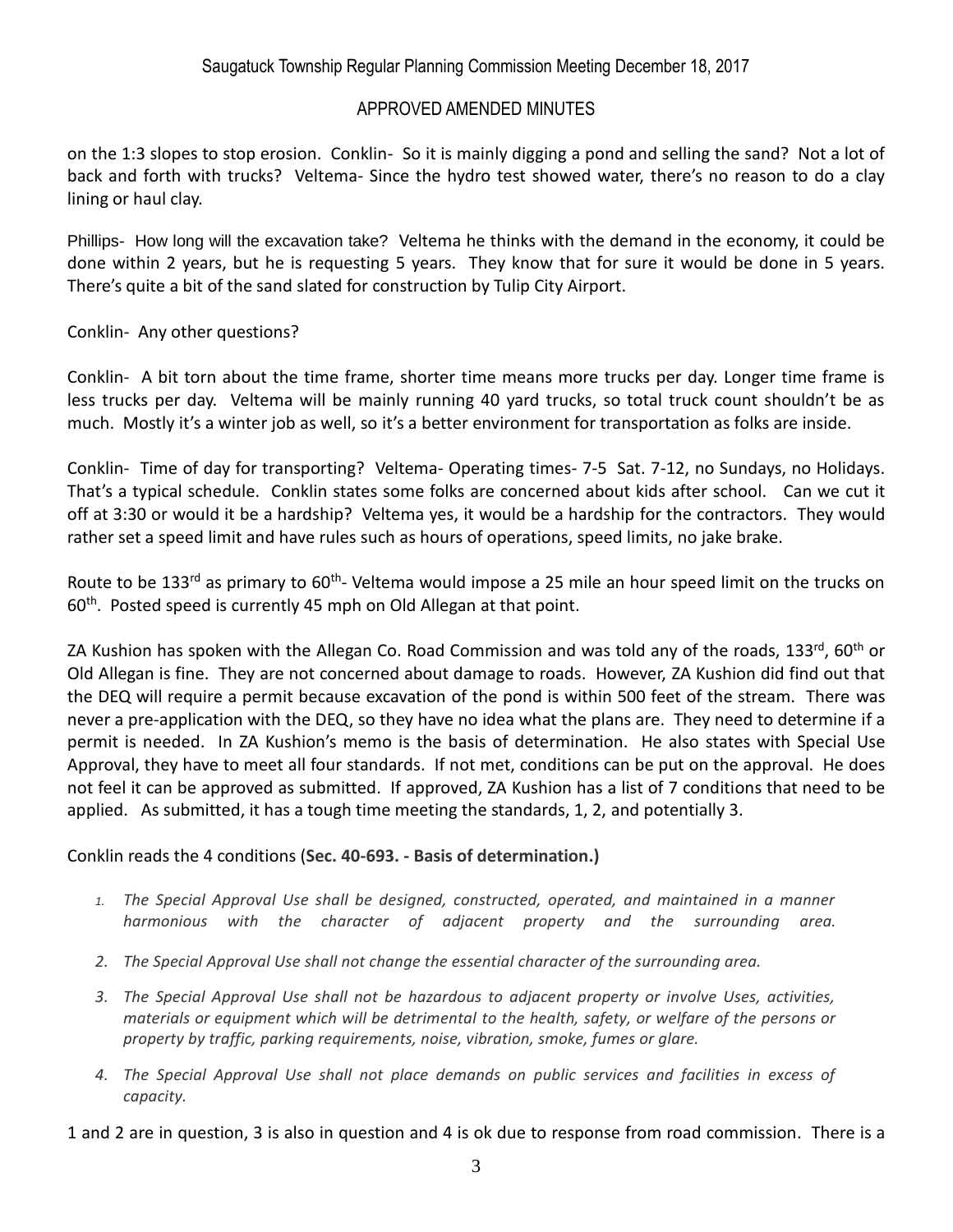on the 1:3 slopes to stop erosion. Conklin- So it is mainly digging a pond and selling the sand? Not a lot of back and forth with trucks? Veltema- Since the hydro test showed water, there's no reason to do a clay lining or haul clay.

Phillips- How long will the excavation take? Veltema he thinks with the demand in the economy, it could be done within 2 years, but he is requesting 5 years. They know that for sure it would be done in 5 years. There's quite a bit of the sand slated for construction by Tulip City Airport.

Conklin- Any other questions?

Conklin- A bit torn about the time frame, shorter time means more trucks per day. Longer time frame is less trucks per day. Veltema will be mainly running 40 yard trucks, so total truck count shouldn't be as much. Mostly it's a winter job as well, so it's a better environment for transportation as folks are inside.

Conklin- Time of day for transporting? Veltema- Operating times- 7-5 Sat. 7-12, no Sundays, no Holidays. That's a typical schedule. Conklin states some folks are concerned about kids after school. Can we cut it off at 3:30 or would it be a hardship? Veltema yes, it would be a hardship for the contractors. They would rather set a speed limit and have rules such as hours of operations, speed limits, no jake brake.

Route to be 133rd as primary to 60th- Veltema would impose a 25 mile an hour speed limit on the trucks on 60th. Posted speed is currently 45 mph on Old Allegan at that point.

ZA Kushion has spoken with the Allegan Co. Road Commission and was told any of the roads, 133rd, 60th or Old Allegan is fine. They are not concerned about damage to roads. However, ZA Kushion did find out that the DEQ will require a permit because excavation of the pond is within 500 feet of the stream. There was never a pre-application with the DEQ, so they have no idea what the plans are. They need to determine if a permit is needed. In ZA Kushion's memo is the basis of determination. He also states with Special Use Approval, they have to meet all four standards. If not met, conditions can be put on the approval. He does not feel it can be approved as submitted. If approved, ZA Kushion has a list of 7 conditions that need to be applied. As submitted, it has a tough time meeting the standards, 1, 2, and potentially 3.

Conklin reads the 4 conditions (**Sec. 40-693. - Basis of determination.)**

1. *The Special Approval Use shall be designed, constructed, operated, and maintained in a manner harmonious with the character of adjacent property and the surrounding area.*
2. *The Special Approval Use shall not change the essential character of the surrounding area.*
3. *The Special Approval Use shall not be hazardous to adjacent property or involve Uses, activities, materials or equipment which will be detrimental to the health, safety, or welfare of the persons or property by traffic, parking requirements, noise, vibration, smoke, fumes or glare.*
4. *The Special Approval Use shall not place demands on public services and facilities in excess of capacity.*

1 and 2 are in question, 3 is also in question and 4 is ok due to response from road commission. There is a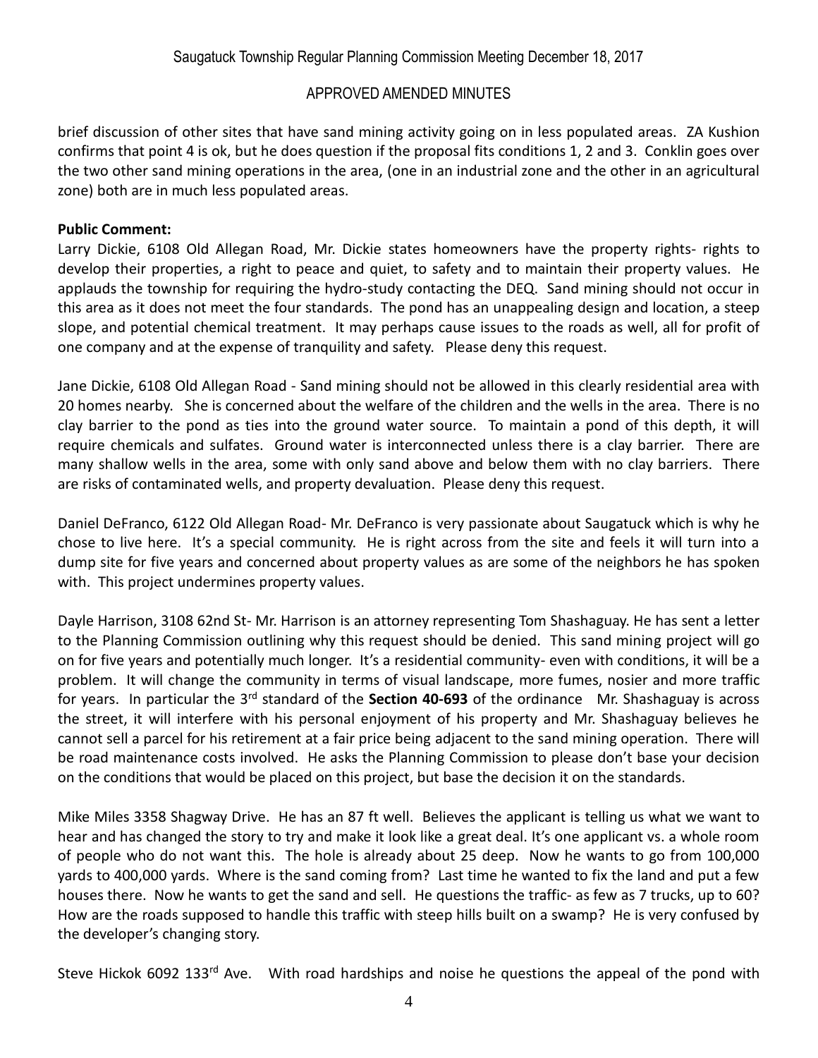brief discussion of other sites that have sand mining activity going on in less populated areas. ZA Kushion confirms that point 4 is ok, but he does question if the proposal fits conditions 1, 2 and 3. Conklin goes over the two other sand mining operations in the area, (one in an industrial zone and the other in an agricultural zone) both are in much less populated areas.

**Public Comment:**

Larry Dickie, 6108 Old Allegan Road, Mr. Dickie states homeowners have the property rights- rights to develop their properties, a right to peace and quiet, to safety and to maintain their property values. He applauds the township for requiring the hydro-study contacting the DEQ. Sand mining should not occur in this area as it does not meet the four standards. The pond has an unappealing design and location, a steep slope, and potential chemical treatment. It may perhaps cause issues to the roads as well, all for profit of one company and at the expense of tranquility and safety. Please deny this request.

Jane Dickie, 6108 Old Allegan Road - Sand mining should not be allowed in this clearly residential area with 20 homes nearby. She is concerned about the welfare of the children and the wells in the area. There is no clay barrier to the pond as ties into the ground water source. To maintain a pond of this depth, it will require chemicals and sulfates. Ground water is interconnected unless there is a clay barrier. There are many shallow wells in the area, some with only sand above and below them with no clay barriers. There are risks of contaminated wells, and property devaluation. Please deny this request.

Daniel DeFranco, 6122 Old Allegan Road- Mr. DeFranco is very passionate about Saugatuck which is why he chose to live here. It's a special community. He is right across from the site and feels it will turn into a dump site for five years and concerned about property values as are some of the neighbors he has spoken with. This project undermines property values.

Dayle Harrison, 3108 62nd St- Mr. Harrison is an attorney representing Tom Shashaguay. He has sent a letter to the Planning Commission outlining why this request should be denied. This sand mining project will go on for five years and potentially much longer. It's a residential community- even with conditions, it will be a problem. It will change the community in terms of visual landscape, more fumes, nosier and more traffic for years. In particular the 3rd standard of the **Section 40-693** of the ordinance Mr. Shashaguay is across the street, it will interfere with his personal enjoyment of his property and Mr. Shashaguay believes he cannot sell a parcel for his retirement at a fair price being adjacent to the sand mining operation. There will be road maintenance costs involved. He asks the Planning Commission to please don't base your decision on the conditions that would be placed on this project, but base the decision it on the standards.

Mike Miles 3358 Shagway Drive. He has an 87 ft well. Believes the applicant is telling us what we want to hear and has changed the story to try and make it look like a great deal. It's one applicant vs. a whole room of people who do not want this. The hole is already about 25 deep. Now he wants to go from 100,000 yards to 400,000 yards. Where is the sand coming from? Last time he wanted to fix the land and put a few houses there. Now he wants to get the sand and sell. He questions the traffic- as few as 7 trucks, up to 60? How are the roads supposed to handle this traffic with steep hills built on a swamp? He is very confused by the developer's changing story.

Steve Hickok 6092 133rd Ave. With road hardships and noise he questions the appeal of the pond with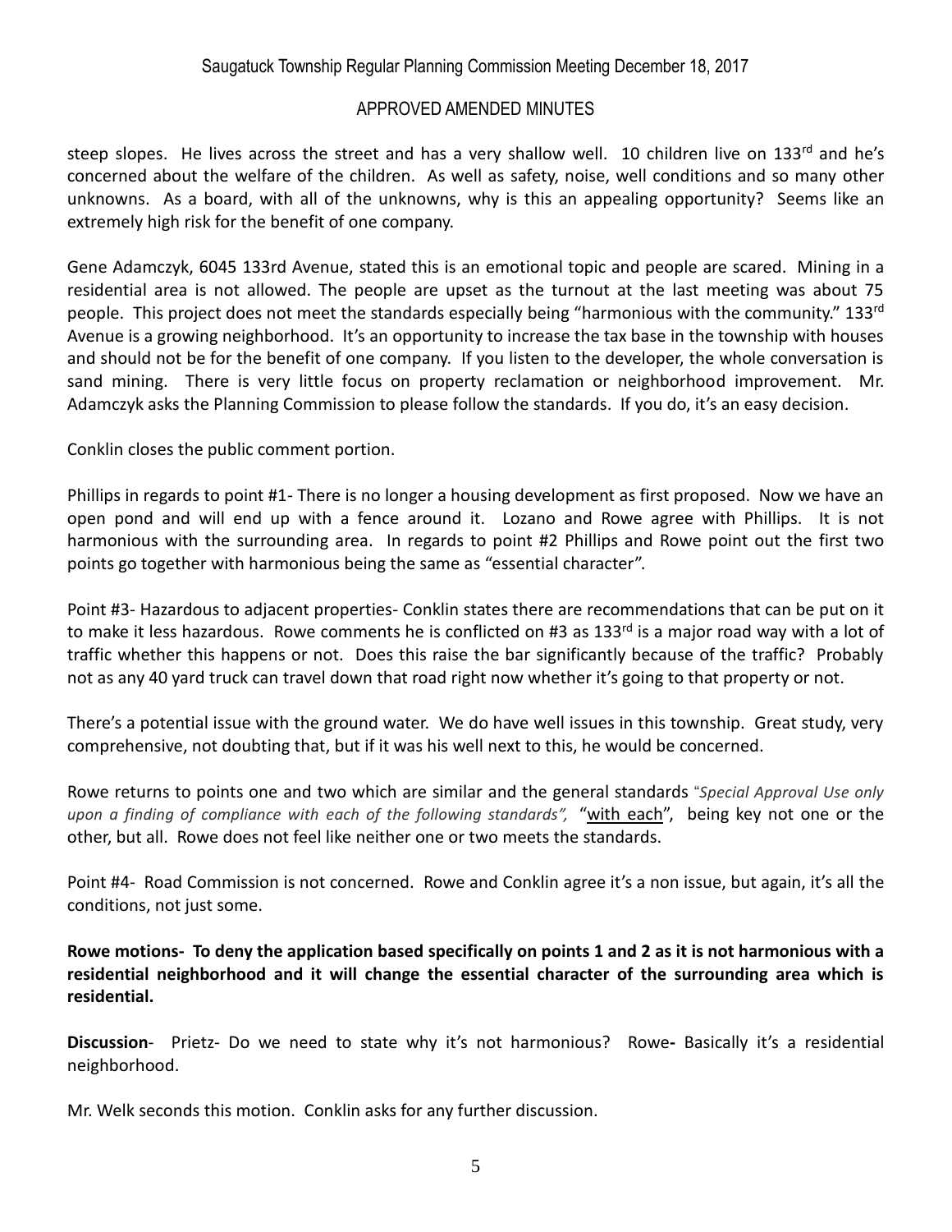steep slopes. He lives across the street and has a very shallow well. 10 children live on 133rd and he's concerned about the welfare of the children. As well as safety, noise, well conditions and so many other unknowns. As a board, with all of the unknowns, why is this an appealing opportunity? Seems like an extremely high risk for the benefit of one company.

Gene Adamczyk, 6045 133rd Avenue, stated this is an emotional topic and people are scared. Mining in a residential area is not allowed. The people are upset as the turnout at the last meeting was about 75 people. This project does not meet the standards especially being "harmonious with the community." 133rd Avenue is a growing neighborhood. It's an opportunity to increase the tax base in the township with houses and should not be for the benefit of one company. If you listen to the developer, the whole conversation is sand mining. There is very little focus on property reclamation or neighborhood improvement. Mr. Adamczyk asks the Planning Commission to please follow the standards. If you do, it's an easy decision.

Conklin closes the public comment portion.

Phillips in regards to point #1- There is no longer a housing development as first proposed. Now we have an open pond and will end up with a fence around it. Lozano and Rowe agree with Phillips. It is not harmonious with the surrounding area. In regards to point #2 Phillips and Rowe point out the first two points go together with harmonious being the same as "essential character".

Point #3- Hazardous to adjacent properties- Conklin states there are recommendations that can be put on it to make it less hazardous. Rowe comments he is conflicted on #3 as 133rd is a major road way with a lot of traffic whether this happens or not. Does this raise the bar significantly because of the traffic? Probably not as any 40 yard truck can travel down that road right now whether it's going to that property or not.

There's a potential issue with the ground water. We do have well issues in this township. Great study, very comprehensive, not doubting that, but if it was his well next to this, he would be concerned.

Rowe returns to points one and two which are similar and the general standards "*Special Approval Use only upon a finding of compliance with each of the following standards",* "<u>with each</u>", being key not one or the other, but all. Rowe does not feel like neither one or two meets the standards.

Point #4- Road Commission is not concerned. Rowe and Conklin agree it's a non issue, but again, it's all the conditions, not just some.

**Rowe motions- To deny the application based specifically on points 1 and 2 as it is not harmonious with a residential neighborhood and it will change the essential character of the surrounding area which is residential.**

**Discussion**- Prietz- Do we need to state why it's not harmonious? Rowe**-** Basically it's a residential neighborhood.

Mr. Welk seconds this motion. Conklin asks for any further discussion.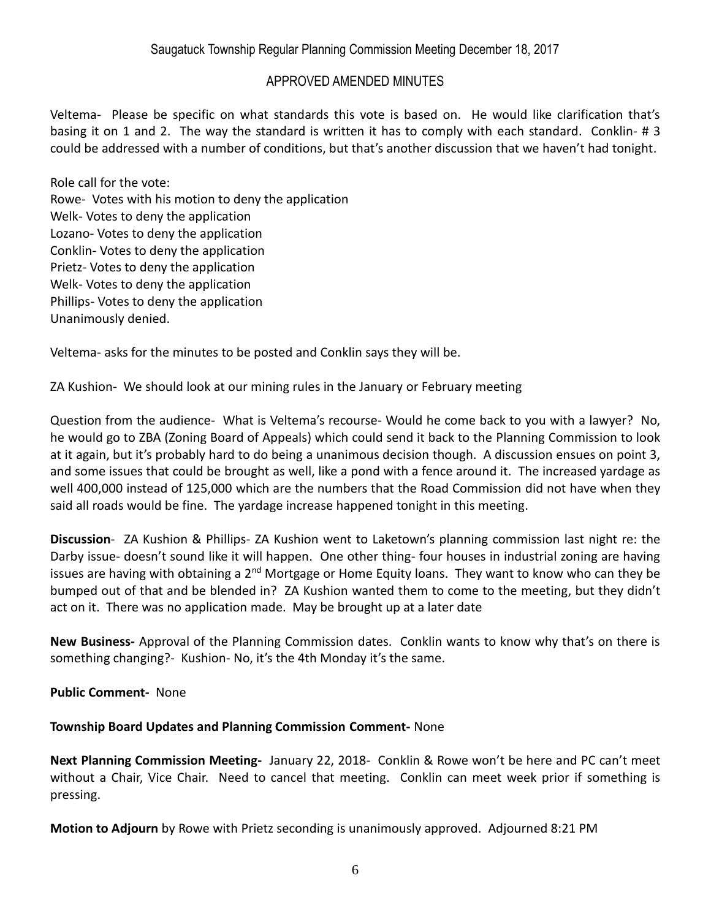Veltema- Please be specific on what standards this vote is based on. He would like clarification that's basing it on 1 and 2. The way the standard is written it has to comply with each standard. Conklin- # 3 could be addressed with a number of conditions, but that's another discussion that we haven't had tonight.

Role call for the vote:
Rowe- Votes with his motion to deny the application
Welk- Votes to deny the application
Lozano- Votes to deny the application
Conklin- Votes to deny the application
Prietz- Votes to deny the application
Welk- Votes to deny the application
Phillips- Votes to deny the application
Unanimously denied.

Veltema- asks for the minutes to be posted and Conklin says they will be.

ZA Kushion- We should look at our mining rules in the January or February meeting

Question from the audience- What is Veltema's recourse- Would he come back to you with a lawyer? No, he would go to ZBA (Zoning Board of Appeals) which could send it back to the Planning Commission to look at it again, but it's probably hard to do being a unanimous decision though. A discussion ensues on point 3, and some issues that could be brought as well, like a pond with a fence around it. The increased yardage as well 400,000 instead of 125,000 which are the numbers that the Road Commission did not have when they said all roads would be fine. The yardage increase happened tonight in this meeting.

**Discussion**- ZA Kushion & Phillips- ZA Kushion went to Laketown's planning commission last night re: the Darby issue- doesn't sound like it will happen. One other thing- four houses in industrial zoning are having issues are having with obtaining a 2nd Mortgage or Home Equity loans. They want to know who can they be bumped out of that and be blended in? ZA Kushion wanted them to come to the meeting, but they didn't act on it. There was no application made. May be brought up at a later date

**New Business-** Approval of the Planning Commission dates. Conklin wants to know why that's on there is something changing?- Kushion- No, it's the 4th Monday it's the same.

**Public Comment-** None

**Township Board Updates and Planning Commission Comment-** None

**Next Planning Commission Meeting-** January 22, 2018- Conklin & Rowe won't be here and PC can't meet without a Chair, Vice Chair. Need to cancel that meeting. Conklin can meet week prior if something is pressing.

**Motion to Adjourn** by Rowe with Prietz seconding is unanimously approved. Adjourned 8:21 PM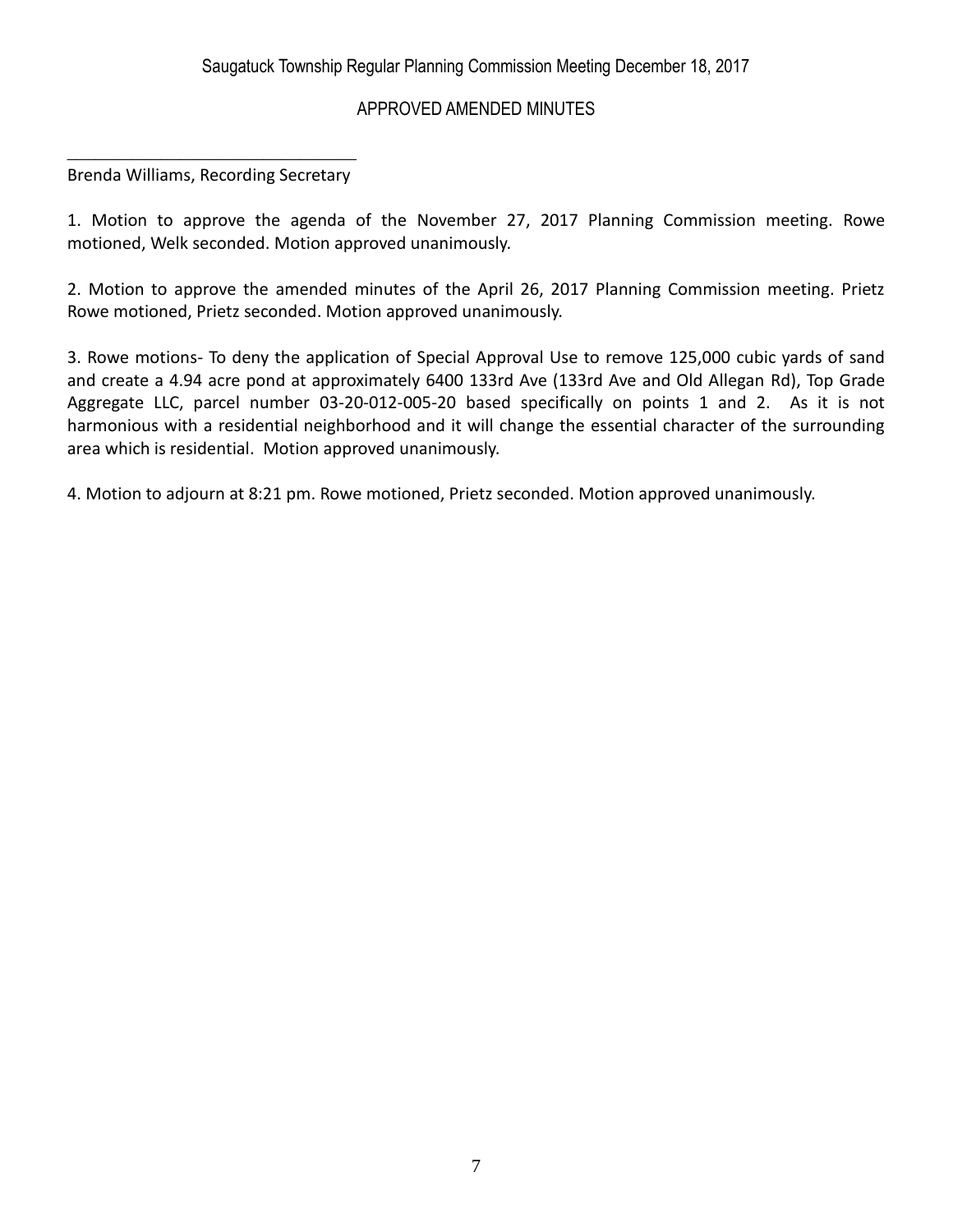Saugatuck Township Regular Planning Commission Meeting December 18, 2017

APPROVED AMENDED MINUTES

________________________________
Brenda Williams, Recording Secretary

1. Motion to approve the agenda of the November 27, 2017 Planning Commission meeting. Rowe motioned, Welk seconded. Motion approved unanimously.

2. Motion to approve the amended minutes of the April 26, 2017 Planning Commission meeting. Prietz Rowe motioned, Prietz seconded. Motion approved unanimously.

3. Rowe motions- To deny the application of Special Approval Use to remove 125,000 cubic yards of sand and create a 4.94 acre pond at approximately 6400 133rd Ave (133rd Ave and Old Allegan Rd), Top Grade Aggregate LLC, parcel number 03-20-012-005-20 based specifically on points 1 and 2. As it is not harmonious with a residential neighborhood and it will change the essential character of the surrounding area which is residential. Motion approved unanimously.

4. Motion to adjourn at 8:21 pm. Rowe motioned, Prietz seconded. Motion approved unanimously.